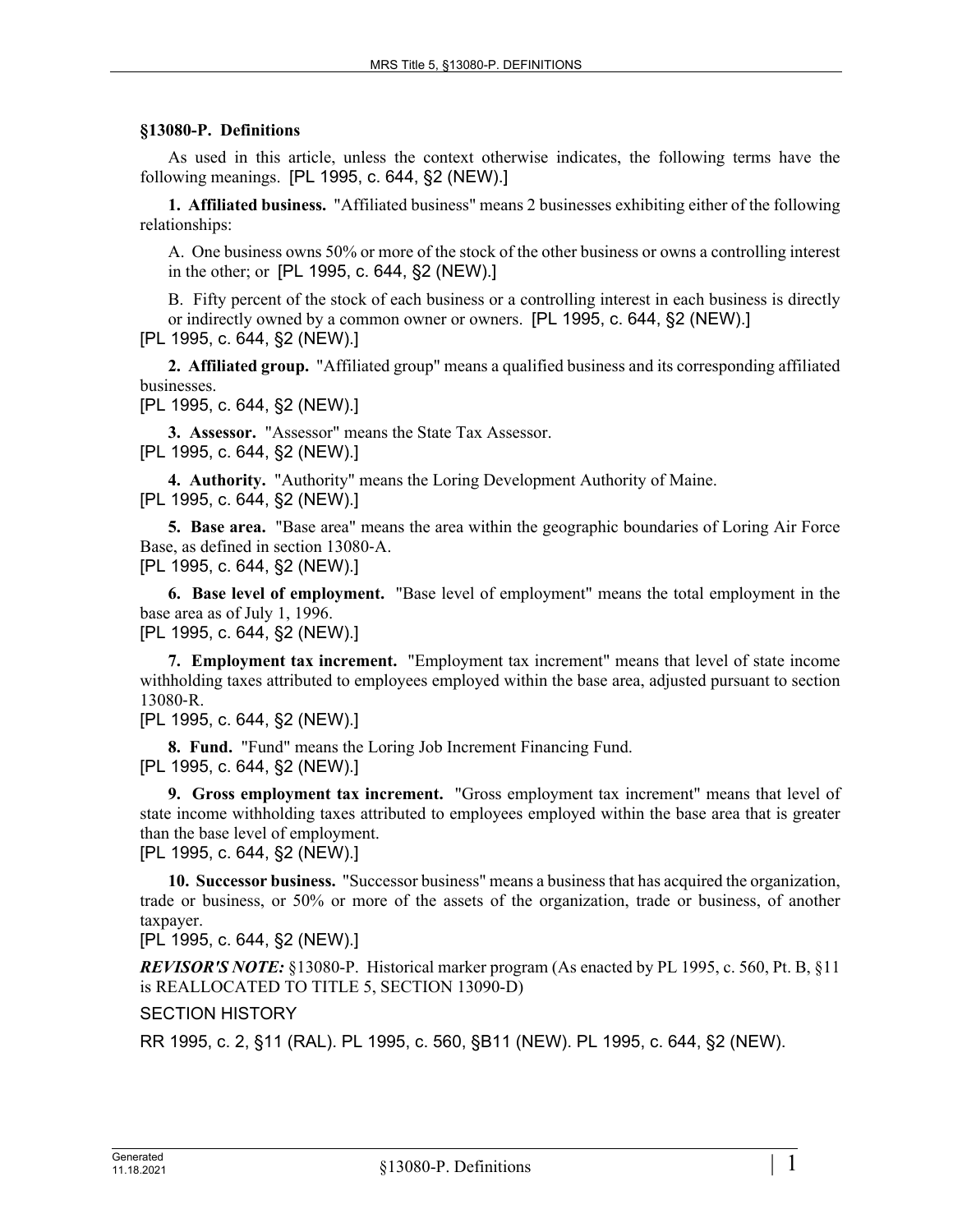**§13080-P. Definitions**

As used in this article, unless the context otherwise indicates, the following terms have the following meanings. [PL 1995, c. 644, §2 (NEW).]

**1. Affiliated business.** "Affiliated business" means 2 businesses exhibiting either of the following relationships:

A. One business owns 50% or more of the stock of the other business or owns a controlling interest in the other; or [PL 1995, c. 644, §2 (NEW).]

B. Fifty percent of the stock of each business or a controlling interest in each business is directly or indirectly owned by a common owner or owners. [PL 1995, c. 644, §2 (NEW).]

[PL 1995, c. 644, §2 (NEW).]

**2. Affiliated group.** "Affiliated group" means a qualified business and its corresponding affiliated businesses.

[PL 1995, c. 644, §2 (NEW).]

**3. Assessor.** "Assessor" means the State Tax Assessor.

[PL 1995, c. 644, §2 (NEW).]

**4. Authority.** "Authority" means the Loring Development Authority of Maine.

[PL 1995, c. 644, §2 (NEW).]

**5. Base area.** "Base area" means the area within the geographic boundaries of Loring Air Force Base, as defined in section 13080-A.

[PL 1995, c. 644, §2 (NEW).]

**6. Base level of employment.** "Base level of employment" means the total employment in the base area as of July 1, 1996.

[PL 1995, c. 644, §2 (NEW).]

**7. Employment tax increment.** "Employment tax increment" means that level of state income withholding taxes attributed to employees employed within the base area, adjusted pursuant to section 13080-R.

[PL 1995, c. 644, §2 (NEW).]

**8. Fund.** "Fund" means the Loring Job Increment Financing Fund.

[PL 1995, c. 644, §2 (NEW).]

**9. Gross employment tax increment.** "Gross employment tax increment" means that level of state income withholding taxes attributed to employees employed within the base area that is greater than the base level of employment.

[PL 1995, c. 644, §2 (NEW).]

**10. Successor business.** "Successor business" means a business that has acquired the organization, trade or business, or 50% or more of the assets of the organization, trade or business, of another taxpayer.

[PL 1995, c. 644, §2 (NEW).]

***REVISOR'S NOTE:*** §13080-P. Historical marker program (As enacted by PL 1995, c. 560, Pt. B, §11 is REALLOCATED TO TITLE 5, SECTION 13090-D)

SECTION HISTORY

RR 1995, c. 2, §11 (RAL). PL 1995, c. 560, §B11 (NEW). PL 1995, c. 644, §2 (NEW).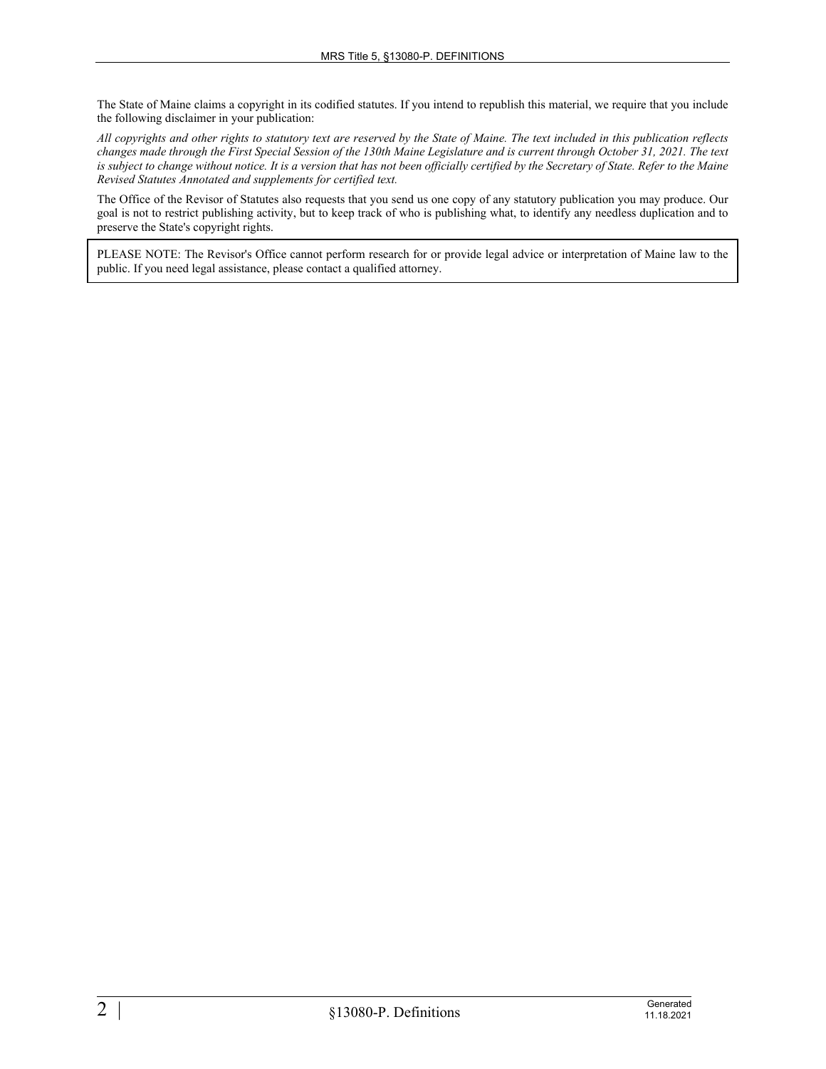The State of Maine claims a copyright in its codified statutes. If you intend to republish this material, we require that you include the following disclaimer in your publication:

*All copyrights and other rights to statutory text are reserved by the State of Maine. The text included in this publication reflects changes made through the First Special Session of the 130th Maine Legislature and is current through October 31, 2021. The text is subject to change without notice. It is a version that has not been officially certified by the Secretary of State. Refer to the Maine Revised Statutes Annotated and supplements for certified text.*

The Office of the Revisor of Statutes also requests that you send us one copy of any statutory publication you may produce. Our goal is not to restrict publishing activity, but to keep track of who is publishing what, to identify any needless duplication and to preserve the State's copyright rights.

PLEASE NOTE: The Revisor's Office cannot perform research for or provide legal advice or interpretation of Maine law to the public. If you need legal assistance, please contact a qualified attorney.